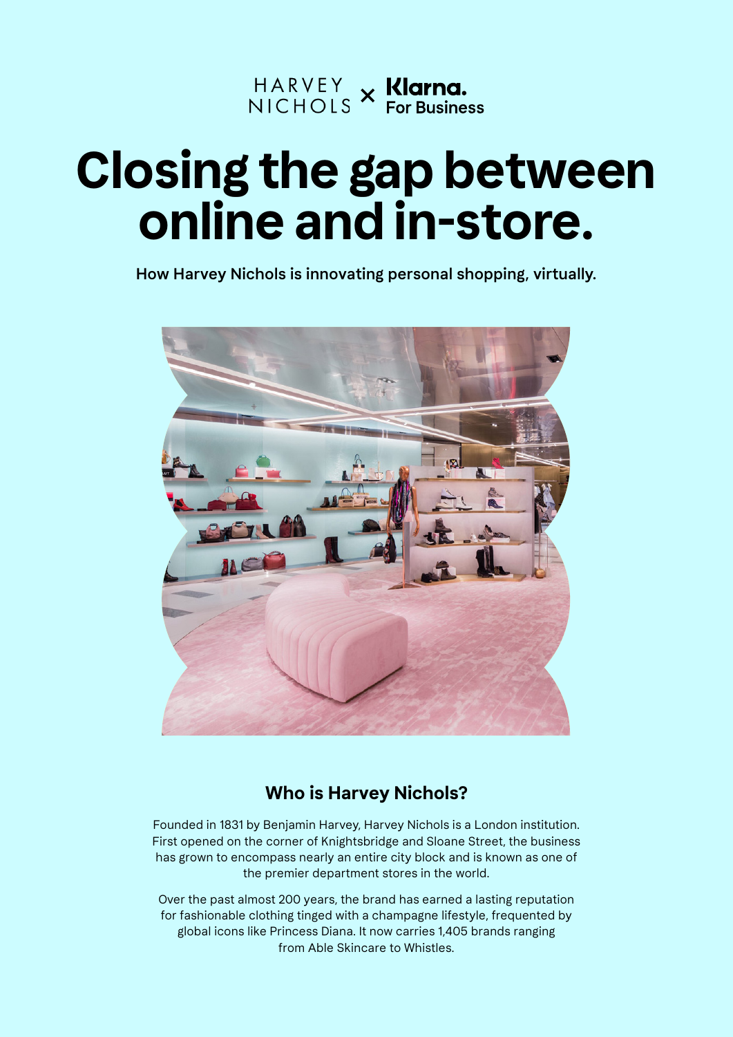HARVEY NICHOLS × Klarna. For Business

# Closing the gap between online and in-store.

How Harvey Nichols is innovating personal shopping, virtually.

## Who is Harvey Nichols?

Founded in 1831 by Benjamin Harvey, Harvey Nichols is a London institution. First opened on the corner of Knightsbridge and Sloane Street, the business has grown to encompass nearly an entire city block and is known as one of the premier department stores in the world.

Over the past almost 200 years, the brand has earned a lasting reputation for fashionable clothing tinged with a champagne lifestyle, frequented by global icons like Princess Diana. It now carries 1,405 brands ranging from Able Skincare to Whistles.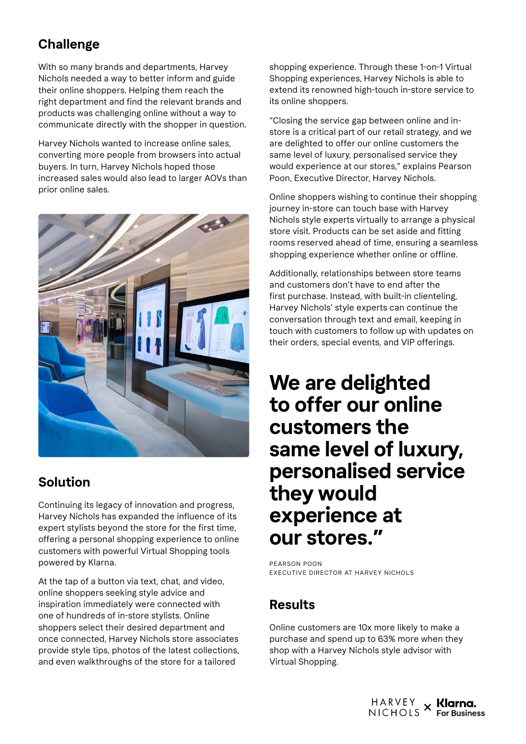## Challenge

With so many brands and departments, Harvey Nichols needed a way to better inform and guide their online shoppers. Helping them reach the right department and find the relevant brands and products was challenging online without a way to communicate directly with the shopper in question.

Harvey Nichols wanted to increase online sales, converting more people from browsers into actual buyers. In turn, Harvey Nichols hoped those increased sales would also lead to larger AOVs than prior online sales.

## Solution

Continuing its legacy of innovation and progress, Harvey Nichols has expanded the influence of its expert stylists beyond the store for the first time, offering a personal shopping experience to online customers with powerful Virtual Shopping tools powered by Klarna.

At the tap of a button via text, chat, and video, online shoppers seeking style advice and inspiration immediately were connected with one of hundreds of in-store stylists. Online shoppers select their desired department and once connected, Harvey Nichols store associates provide style tips, photos of the latest collections, and even walkthroughs of the store for a tailored shopping experience. Through these 1-on-1 Virtual Shopping experiences, Harvey Nichols is able to extend its renowned high-touch in-store service to its online shoppers.

"Closing the service gap between online and in-store is a critical part of our retail strategy, and we are delighted to offer our online customers the same level of luxury, personalised service they would experience at our stores," explains Pearson Poon, Executive Director, Harvey Nichols.

Online shoppers wishing to continue their shopping journey in-store can touch base with Harvey Nichols style experts virtually to arrange a physical store visit. Products can be set aside and fitting rooms reserved ahead of time, ensuring a seamless shopping experience whether online or offline.

Additionally, relationships between store teams and customers don't have to end after the first purchase. Instead, with built-in clienteling, Harvey Nichols' style experts can continue the conversation through text and email, keeping in touch with customers to follow up with updates on their orders, special events, and VIP offerings.

> **We are delighted to offer our online customers the same level of luxury, personalised service they would experience at our stores."**
>
> PEARSON POON
> EXECUTIVE DIRECTOR AT HARVEY NICHOLS

## Results

Online customers are 10x more likely to make a purchase and spend up to 63% more when they shop with a Harvey Nichols style advisor with Virtual Shopping.

HARVEY NICHOLS × Klarna. For Business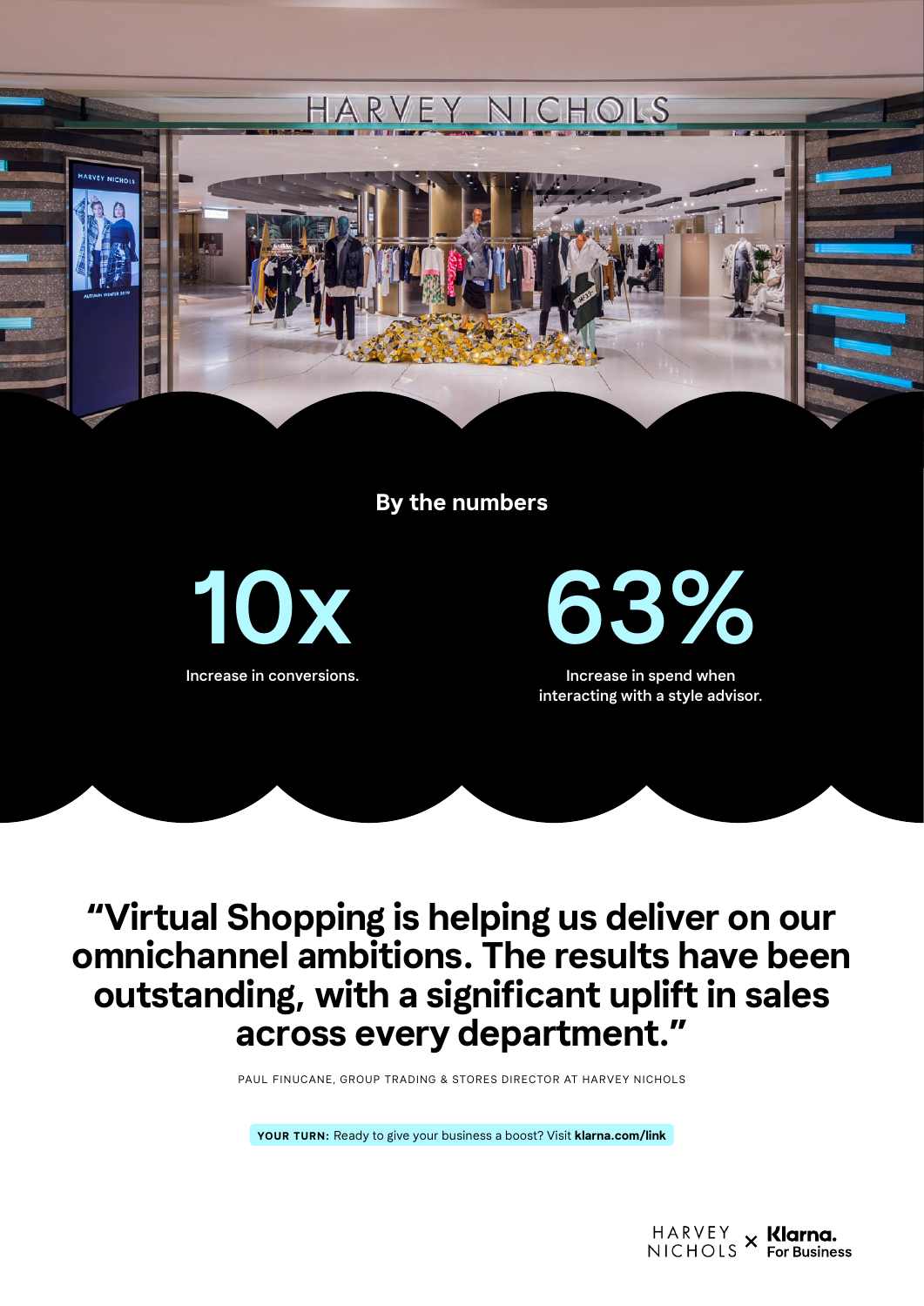## By the numbers

**10x**

Increase in conversions.

**63%**

Increase in spend when interacting with a style advisor.

# "Virtual Shopping is helping us deliver on our omnichannel ambitions. The results have been outstanding, with a significant uplift in sales across every department."

PAUL FINUCANE, GROUP TRADING & STORES DIRECTOR AT HARVEY NICHOLS

**YOUR TURN:** Ready to give your business a boost? Visit **klarna.com/link**

HARVEY NICHOLS × **Klarna.** For Business